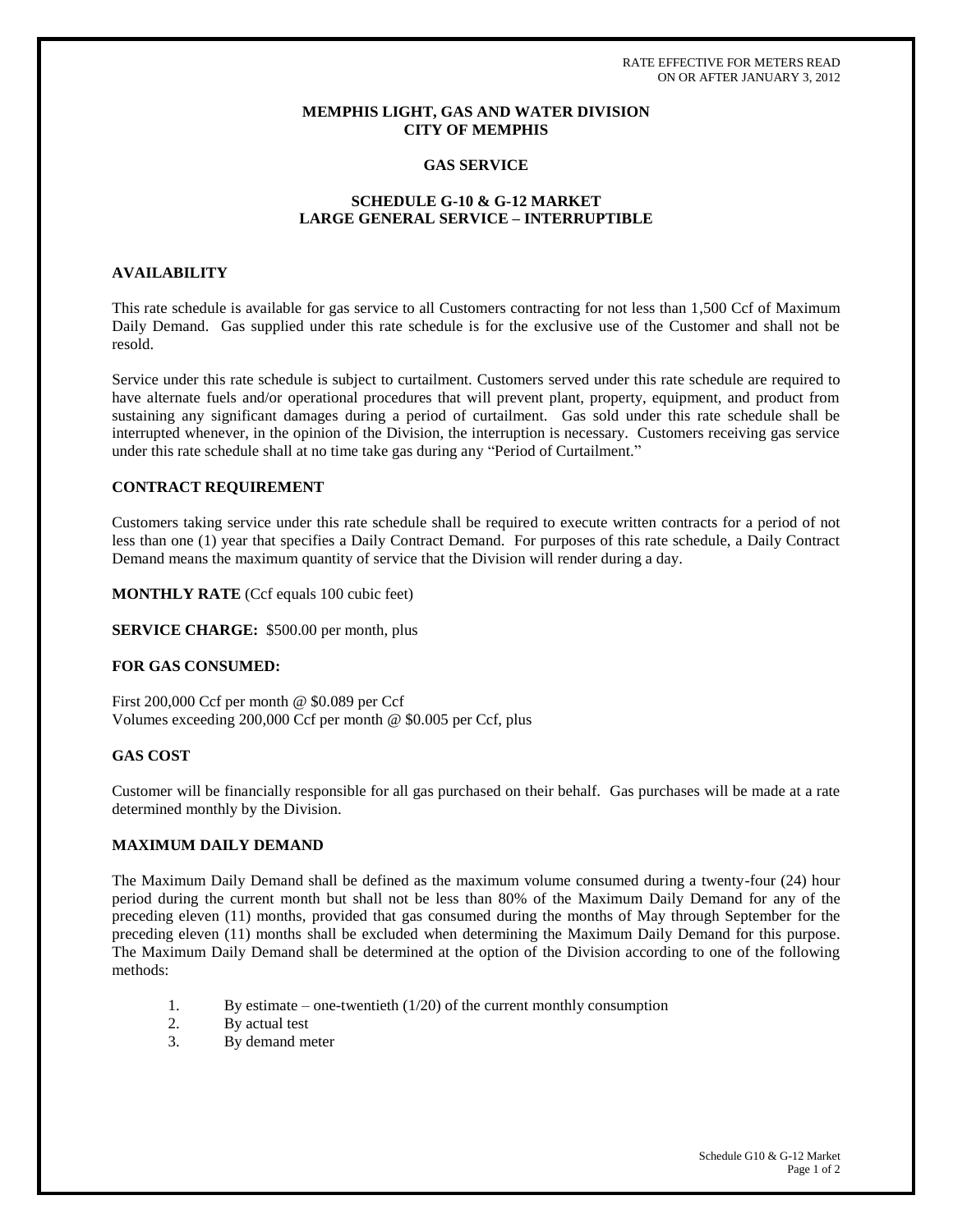RATE EFFECTIVE FOR METERS READ
ON OR AFTER JANUARY 3, 2012

# MEMPHIS LIGHT, GAS AND WATER DIVISION
# CITY OF MEMPHIS

## GAS SERVICE

## SCHEDULE G-10 & G-12 MARKET
## LARGE GENERAL SERVICE – INTERRUPTIBLE

### AVAILABILITY

This rate schedule is available for gas service to all Customers contracting for not less than 1,500 Ccf of Maximum Daily Demand. Gas supplied under this rate schedule is for the exclusive use of the Customer and shall not be resold.

Service under this rate schedule is subject to curtailment. Customers served under this rate schedule are required to have alternate fuels and/or operational procedures that will prevent plant, property, equipment, and product from sustaining any significant damages during a period of curtailment. Gas sold under this rate schedule shall be interrupted whenever, in the opinion of the Division, the interruption is necessary. Customers receiving gas service under this rate schedule shall at no time take gas during any "Period of Curtailment."

### CONTRACT REQUIREMENT

Customers taking service under this rate schedule shall be required to execute written contracts for a period of not less than one (1) year that specifies a Daily Contract Demand. For purposes of this rate schedule, a Daily Contract Demand means the maximum quantity of service that the Division will render during a day.

**MONTHLY RATE** (Ccf equals 100 cubic feet)

**SERVICE CHARGE:** $500.00 per month, plus

### FOR GAS CONSUMED:

First 200,000 Ccf per month @ $0.089 per Ccf
Volumes exceeding 200,000 Ccf per month @ $0.005 per Ccf, plus

### GAS COST

Customer will be financially responsible for all gas purchased on their behalf. Gas purchases will be made at a rate determined monthly by the Division.

### MAXIMUM DAILY DEMAND

The Maximum Daily Demand shall be defined as the maximum volume consumed during a twenty-four (24) hour period during the current month but shall not be less than 80% of the Maximum Daily Demand for any of the preceding eleven (11) months, provided that gas consumed during the months of May through September for the preceding eleven (11) months shall be excluded when determining the Maximum Daily Demand for this purpose. The Maximum Daily Demand shall be determined at the option of the Division according to one of the following methods:

1. By estimate – one-twentieth (1/20) of the current monthly consumption
2. By actual test
3. By demand meter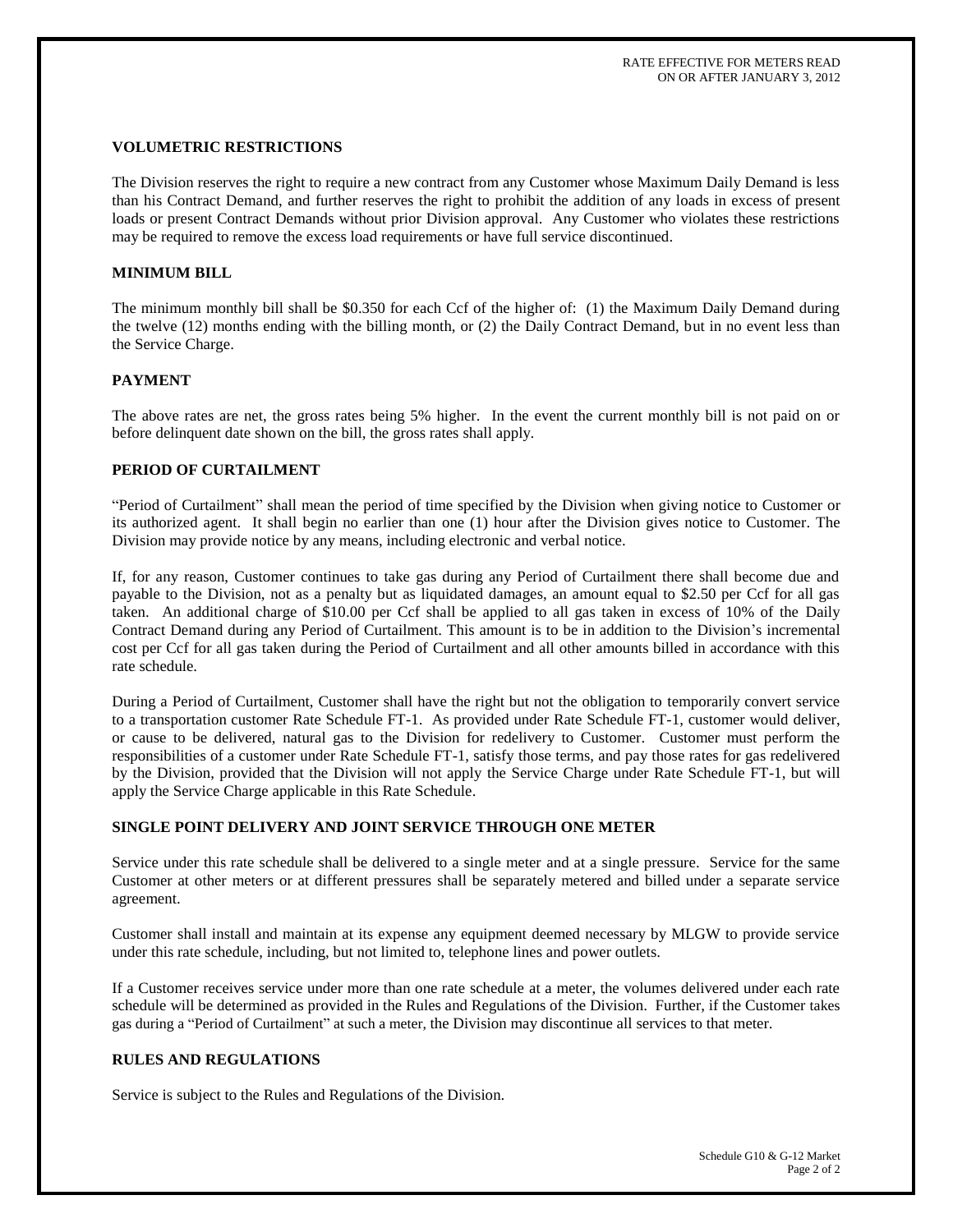## VOLUMETRIC RESTRICTIONS

The Division reserves the right to require a new contract from any Customer whose Maximum Daily Demand is less than his Contract Demand, and further reserves the right to prohibit the addition of any loads in excess of present loads or present Contract Demands without prior Division approval. Any Customer who violates these restrictions may be required to remove the excess load requirements or have full service discontinued.

## MINIMUM BILL

The minimum monthly bill shall be $0.350 for each Ccf of the higher of: (1) the Maximum Daily Demand during the twelve (12) months ending with the billing month, or (2) the Daily Contract Demand, but in no event less than the Service Charge.

## PAYMENT

The above rates are net, the gross rates being 5% higher. In the event the current monthly bill is not paid on or before delinquent date shown on the bill, the gross rates shall apply.

## PERIOD OF CURTAILMENT

"Period of Curtailment" shall mean the period of time specified by the Division when giving notice to Customer or its authorized agent. It shall begin no earlier than one (1) hour after the Division gives notice to Customer. The Division may provide notice by any means, including electronic and verbal notice.

If, for any reason, Customer continues to take gas during any Period of Curtailment there shall become due and payable to the Division, not as a penalty but as liquidated damages, an amount equal to $2.50 per Ccf for all gas taken. An additional charge of $10.00 per Ccf shall be applied to all gas taken in excess of 10% of the Daily Contract Demand during any Period of Curtailment. This amount is to be in addition to the Division's incremental cost per Ccf for all gas taken during the Period of Curtailment and all other amounts billed in accordance with this rate schedule.

During a Period of Curtailment, Customer shall have the right but not the obligation to temporarily convert service to a transportation customer Rate Schedule FT-1. As provided under Rate Schedule FT-1, customer would deliver, or cause to be delivered, natural gas to the Division for redelivery to Customer. Customer must perform the responsibilities of a customer under Rate Schedule FT-1, satisfy those terms, and pay those rates for gas redelivered by the Division, provided that the Division will not apply the Service Charge under Rate Schedule FT-1, but will apply the Service Charge applicable in this Rate Schedule.

## SINGLE POINT DELIVERY AND JOINT SERVICE THROUGH ONE METER

Service under this rate schedule shall be delivered to a single meter and at a single pressure. Service for the same Customer at other meters or at different pressures shall be separately metered and billed under a separate service agreement.

Customer shall install and maintain at its expense any equipment deemed necessary by MLGW to provide service under this rate schedule, including, but not limited to, telephone lines and power outlets.

If a Customer receives service under more than one rate schedule at a meter, the volumes delivered under each rate schedule will be determined as provided in the Rules and Regulations of the Division. Further, if the Customer takes gas during a "Period of Curtailment" at such a meter, the Division may discontinue all services to that meter.

## RULES AND REGULATIONS

Service is subject to the Rules and Regulations of the Division.